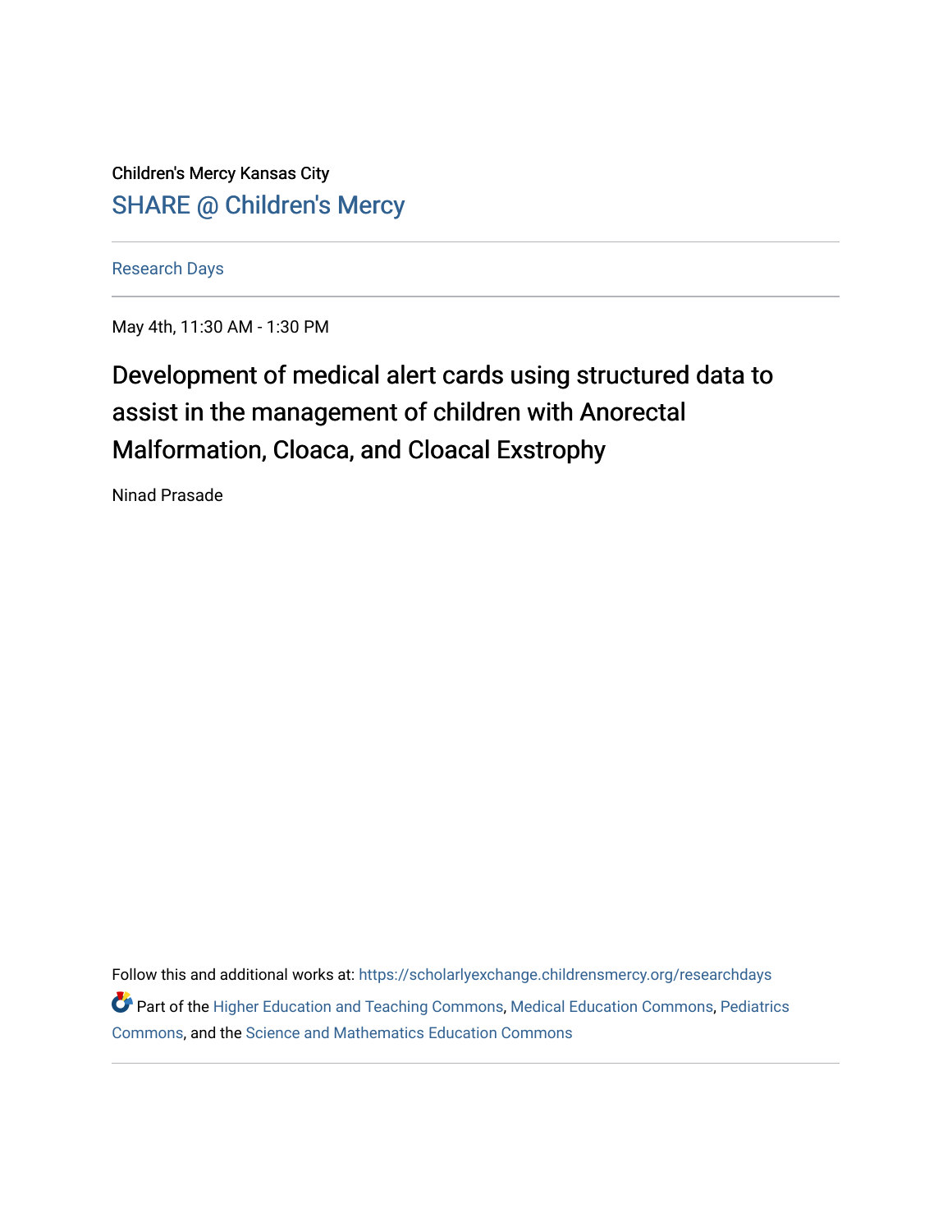Children's Mercy Kansas City

SHARE @ Children's Mercy

Research Days

May 4th, 11:30 AM - 1:30 PM

# Development of medical alert cards using structured data to assist in the management of children with Anorectal Malformation, Cloaca, and Cloacal Exstrophy

Ninad Prasade

Follow this and additional works at: https://scholarlyexchange.childrensmercy.org/researchdays

Part of the Higher Education and Teaching Commons, Medical Education Commons, Pediatrics Commons, and the Science and Mathematics Education Commons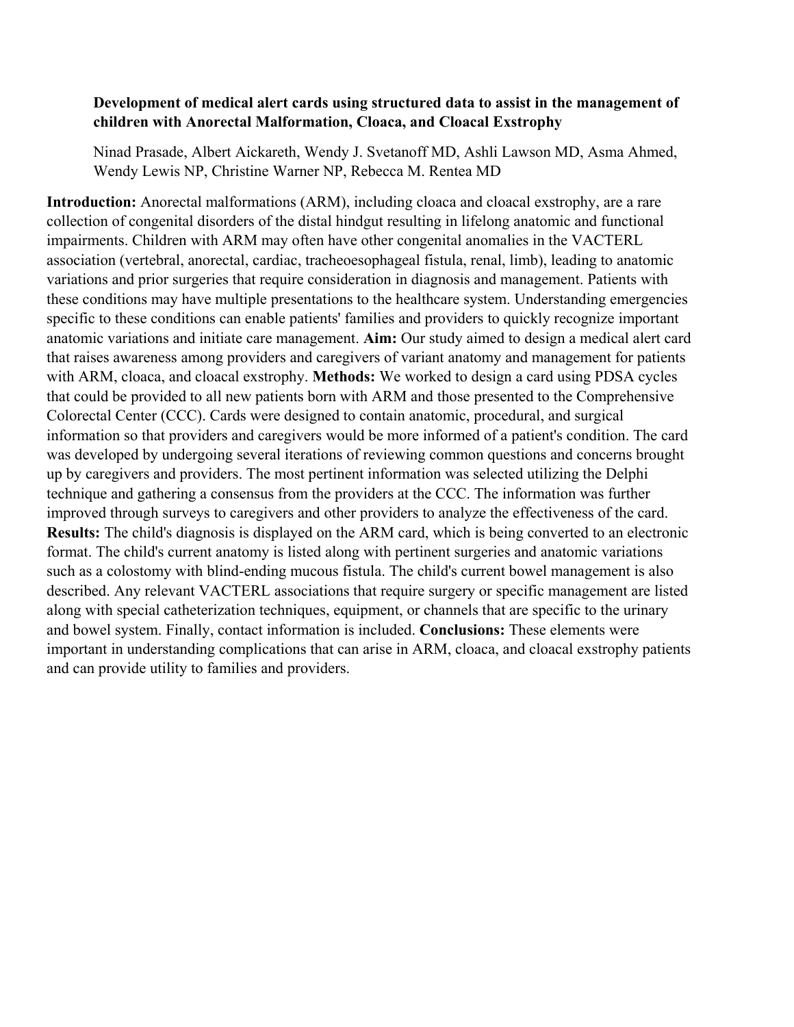**Development of medical alert cards using structured data to assist in the management of children with Anorectal Malformation, Cloaca, and Cloacal Exstrophy**

Ninad Prasade, Albert Aickareth, Wendy J. Svetanoff MD, Ashli Lawson MD, Asma Ahmed, Wendy Lewis NP, Christine Warner NP, Rebecca M. Rentea MD

**Introduction:** Anorectal malformations (ARM), including cloaca and cloacal exstrophy, are a rare collection of congenital disorders of the distal hindgut resulting in lifelong anatomic and functional impairments. Children with ARM may often have other congenital anomalies in the VACTERL association (vertebral, anorectal, cardiac, tracheoesophageal fistula, renal, limb), leading to anatomic variations and prior surgeries that require consideration in diagnosis and management. Patients with these conditions may have multiple presentations to the healthcare system. Understanding emergencies specific to these conditions can enable patients' families and providers to quickly recognize important anatomic variations and initiate care management. **Aim:** Our study aimed to design a medical alert card that raises awareness among providers and caregivers of variant anatomy and management for patients with ARM, cloaca, and cloacal exstrophy. **Methods:** We worked to design a card using PDSA cycles that could be provided to all new patients born with ARM and those presented to the Comprehensive Colorectal Center (CCC). Cards were designed to contain anatomic, procedural, and surgical information so that providers and caregivers would be more informed of a patient's condition. The card was developed by undergoing several iterations of reviewing common questions and concerns brought up by caregivers and providers. The most pertinent information was selected utilizing the Delphi technique and gathering a consensus from the providers at the CCC. The information was further improved through surveys to caregivers and other providers to analyze the effectiveness of the card. **Results:** The child's diagnosis is displayed on the ARM card, which is being converted to an electronic format. The child's current anatomy is listed along with pertinent surgeries and anatomic variations such as a colostomy with blind-ending mucous fistula. The child's current bowel management is also described. Any relevant VACTERL associations that require surgery or specific management are listed along with special catheterization techniques, equipment, or channels that are specific to the urinary and bowel system. Finally, contact information is included. **Conclusions:** These elements were important in understanding complications that can arise in ARM, cloaca, and cloacal exstrophy patients and can provide utility to families and providers.